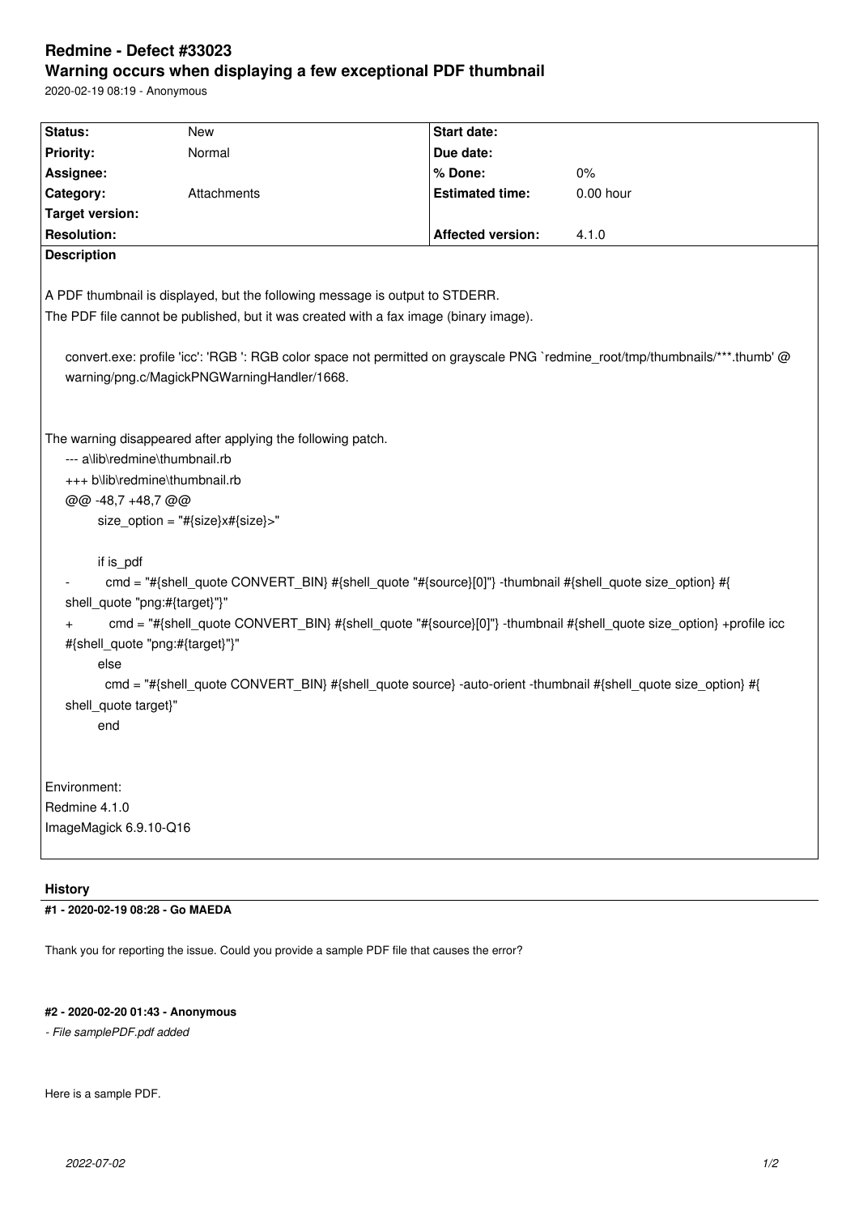# Redmine - Defect #33023

## Warning occurs when displaying a few exceptional PDF thumbnail

2020-02-19 08:19 - Anonymous

| Status: | New | Start date: | |
|---|---|---|---|
| Priority: | Normal | Due date: | |
| Assignee: | | % Done: | 0% |
| Category: | Attachments | Estimated time: | 0.00 hour |
| Target version: | | | |
| Resolution: | | Affected version: | 4.1.0 |

**Description**

A PDF thumbnail is displayed, but the following message is output to STDERR.
The PDF file cannot be published, but it was created with a fax image (binary image).

```
convert.exe: profile 'icc': 'RGB ': RGB color space not permitted on grayscale PNG `redmine_root/tmp/thumbnails/***.thumb' @ warning/png.c/MagickPNGWarningHandler/1668.
```

The warning disappeared after applying the following patch.

```
--- a\lib\redmine\thumbnail.rb
+++ b\lib\redmine\thumbnail.rb
@@ -48,7 +48,7 @@
       size_option = "#{size}x#{size}>"

       if is_pdf
-        cmd = "#{shell_quote CONVERT_BIN} #{shell_quote "#{source}[0]"} -thumbnail #{shell_quote size_option} #{shell_quote "png:#{target}"}"
+        cmd = "#{shell_quote CONVERT_BIN} #{shell_quote "#{source}[0]"} -thumbnail #{shell_quote size_option} +profile icc #{shell_quote "png:#{target}"}"
       else
         cmd = "#{shell_quote CONVERT_BIN} #{shell_quote source} -auto-orient -thumbnail #{shell_quote size_option} #{shell_quote target}"
       end
```

Environment:
Redmine 4.1.0
ImageMagick 6.9.10-Q16

## History

**#1 - 2020-02-19 08:28 - Go MAEDA**

Thank you for reporting the issue. Could you provide a sample PDF file that causes the error?

**#2 - 2020-02-20 01:43 - Anonymous**

*- File samplePDF.pdf added*

Here is a sample PDF.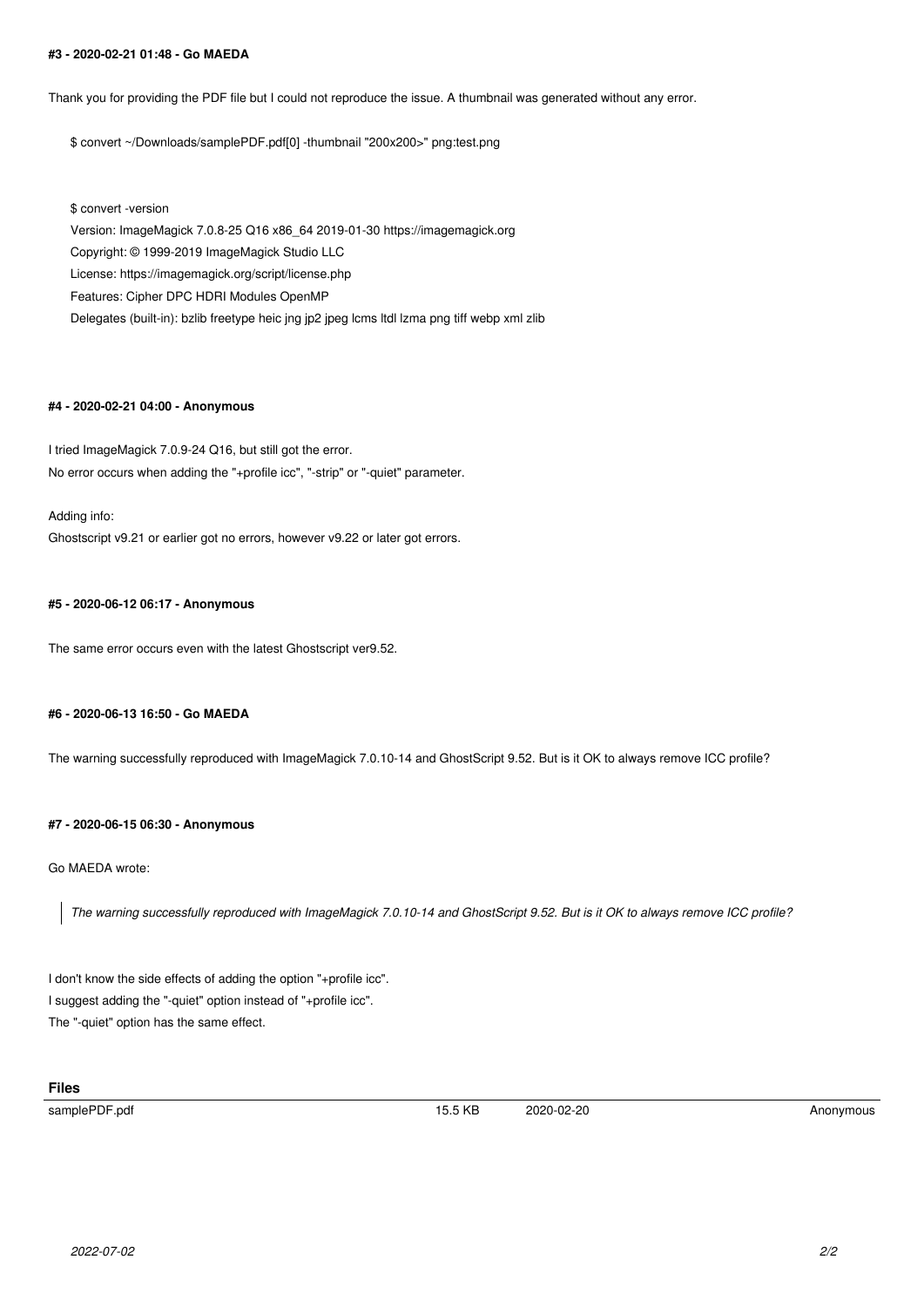#### #3 - 2020-02-21 01:48 - Go MAEDA

Thank you for providing the PDF file but I could not reproduce the issue. A thumbnail was generated without any error.

```
$ convert ~/Downloads/samplePDF.pdf[0] -thumbnail "200x200>" png:test.png
```

```
$ convert -version
Version: ImageMagick 7.0.8-25 Q16 x86_64 2019-01-30 https://imagemagick.org
Copyright: © 1999-2019 ImageMagick Studio LLC
License: https://imagemagick.org/script/license.php
Features: Cipher DPC HDRI Modules OpenMP
Delegates (built-in): bzlib freetype heic jng jp2 jpeg lcms ltdl lzma png tiff webp xml zlib
```

#### #4 - 2020-02-21 04:00 - Anonymous

I tried ImageMagick 7.0.9-24 Q16, but still got the error.
No error occurs when adding the "+profile icc", "-strip" or "-quiet" parameter.

Adding info:
Ghostscript v9.21 or earlier got no errors, however v9.22 or later got errors.

#### #5 - 2020-06-12 06:17 - Anonymous

The same error occurs even with the latest Ghostscript ver9.52.

#### #6 - 2020-06-13 16:50 - Go MAEDA

The warning successfully reproduced with ImageMagick 7.0.10-14 and GhostScript 9.52. But is it OK to always remove ICC profile?

#### #7 - 2020-06-15 06:30 - Anonymous

Go MAEDA wrote:

> *The warning successfully reproduced with ImageMagick 7.0.10-14 and GhostScript 9.52. But is it OK to always remove ICC profile?*

I don't know the side effects of adding the option "+profile icc".
I suggest adding the "-quiet" option instead of "+profile icc".
The "-quiet" option has the same effect.

### Files

| | | | |
|---|---|---|---|
| samplePDF.pdf | 15.5 KB | 2020-02-20 | Anonymous |